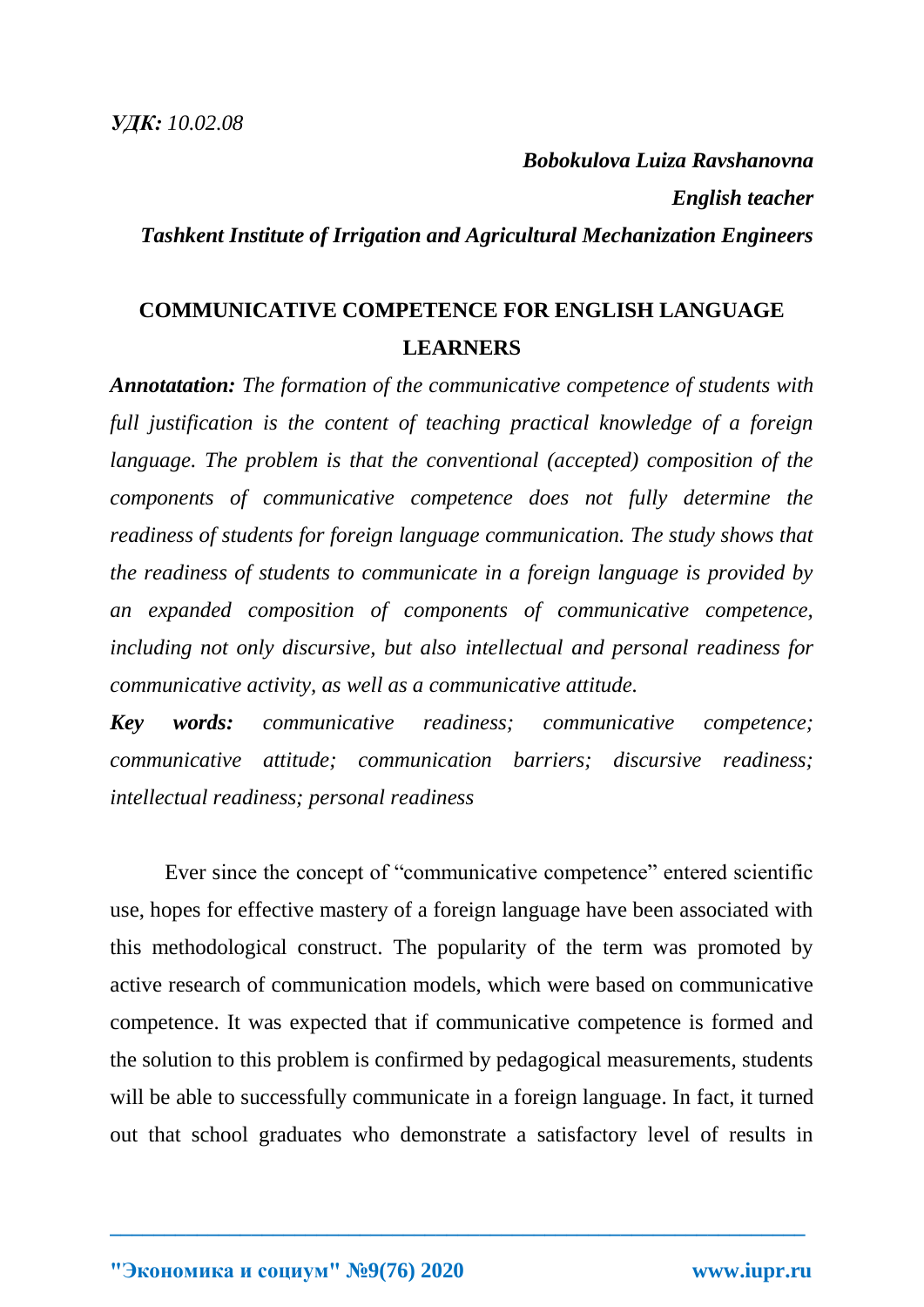***УДК:*** *10.02.08*

***Bobokulova Luiza Ravshanovna***

***English teacher***

***Tashkent Institute of Irrigation and Agricultural Mechanization Engineers***

# COMMUNICATIVE COMPETENCE FOR ENGLISH LANGUAGE LEARNERS

***Annotatation:*** *The formation of the communicative competence of students with full justification is the content of teaching practical knowledge of a foreign language. The problem is that the conventional (accepted) composition of the components of communicative competence does not fully determine the readiness of students for foreign language communication. The study shows that the readiness of students to communicate in a foreign language is provided by an expanded composition of components of communicative competence, including not only discursive, but also intellectual and personal readiness for communicative activity, as well as a communicative attitude.*

***Key words:*** *communicative readiness; communicative competence; communicative attitude; communication barriers; discursive readiness; intellectual readiness; personal readiness*

Ever since the concept of "communicative competence" entered scientific use, hopes for effective mastery of a foreign language have been associated with this methodological construct. The popularity of the term was promoted by active research of communication models, which were based on communicative competence. It was expected that if communicative competence is formed and the solution to this problem is confirmed by pedagogical measurements, students will be able to successfully communicate in a foreign language. In fact, it turned out that school graduates who demonstrate a satisfactory level of results in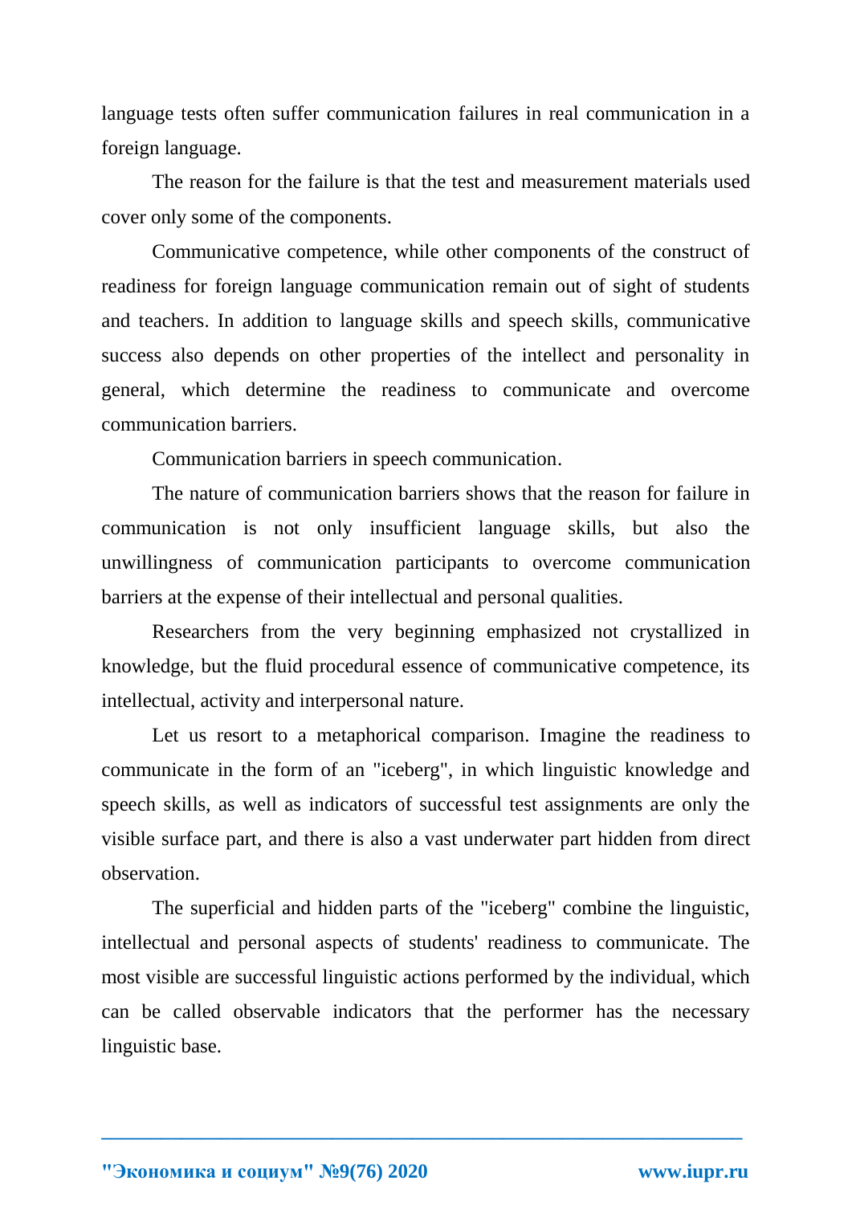language tests often suffer communication failures in real communication in a foreign language.

The reason for the failure is that the test and measurement materials used cover only some of the components.

Communicative competence, while other components of the construct of readiness for foreign language communication remain out of sight of students and teachers. In addition to language skills and speech skills, communicative success also depends on other properties of the intellect and personality in general, which determine the readiness to communicate and overcome communication barriers.

Communication barriers in speech communication.

The nature of communication barriers shows that the reason for failure in communication is not only insufficient language skills, but also the unwillingness of communication participants to overcome communication barriers at the expense of their intellectual and personal qualities.

Researchers from the very beginning emphasized not crystallized in knowledge, but the fluid procedural essence of communicative competence, its intellectual, activity and interpersonal nature.

Let us resort to a metaphorical comparison. Imagine the readiness to communicate in the form of an "iceberg", in which linguistic knowledge and speech skills, as well as indicators of successful test assignments are only the visible surface part, and there is also a vast underwater part hidden from direct observation.

The superficial and hidden parts of the "iceberg" combine the linguistic, intellectual and personal aspects of students' readiness to communicate. The most visible are successful linguistic actions performed by the individual, which can be called observable indicators that the performer has the necessary linguistic base.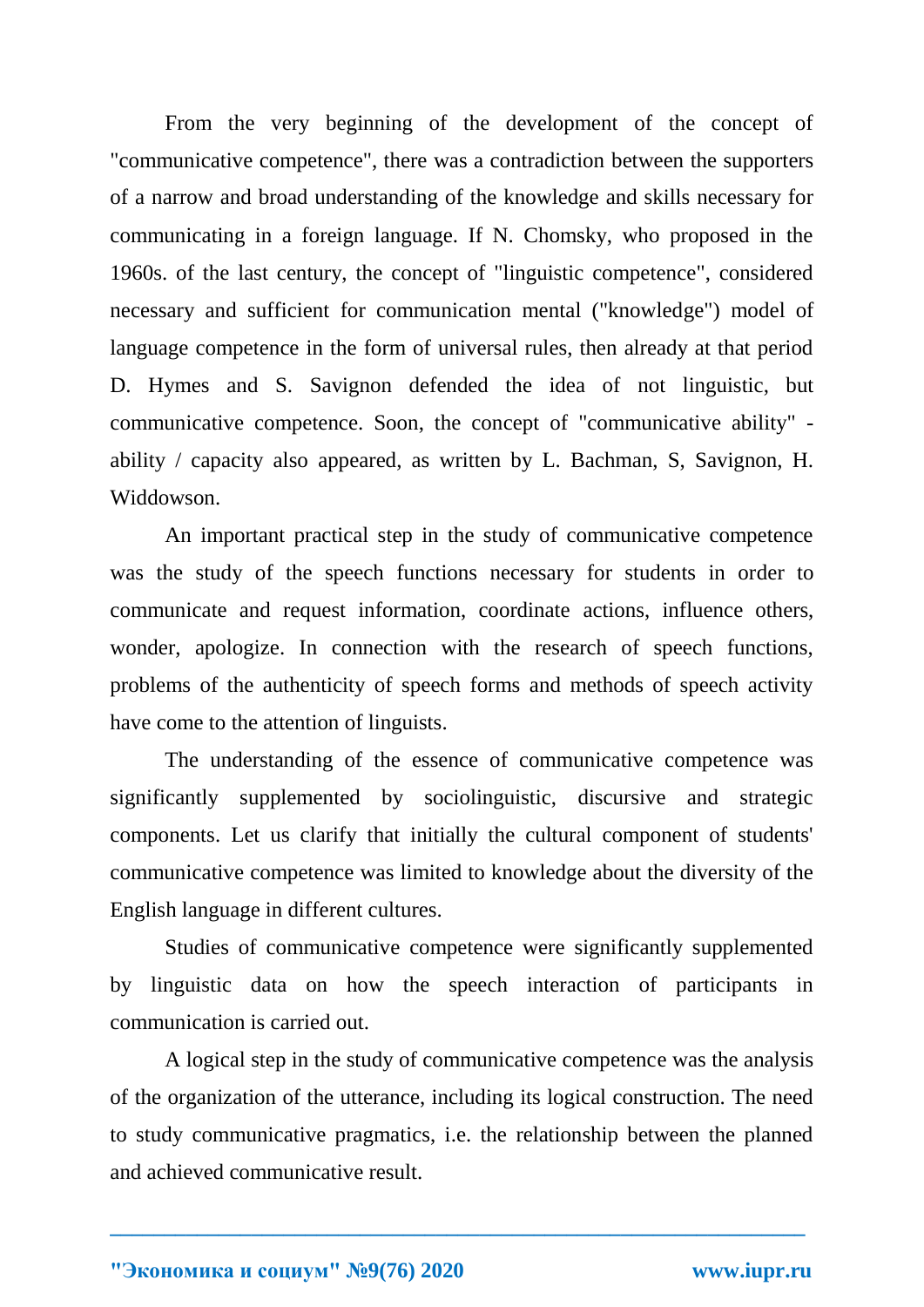From the very beginning of the development of the concept of "communicative competence", there was a contradiction between the supporters of a narrow and broad understanding of the knowledge and skills necessary for communicating in a foreign language. If N. Chomsky, who proposed in the 1960s. of the last century, the concept of "linguistic competence", considered necessary and sufficient for communication mental ("knowledge") model of language competence in the form of universal rules, then already at that period D. Hymes and S. Savignon defended the idea of not linguistic, but communicative competence. Soon, the concept of "communicative ability" - ability / capacity also appeared, as written by L. Bachman, S, Savignon, H. Widdowson.

An important practical step in the study of communicative competence was the study of the speech functions necessary for students in order to communicate and request information, coordinate actions, influence others, wonder, apologize. In connection with the research of speech functions, problems of the authenticity of speech forms and methods of speech activity have come to the attention of linguists.

The understanding of the essence of communicative competence was significantly supplemented by sociolinguistic, discursive and strategic components. Let us clarify that initially the cultural component of students' communicative competence was limited to knowledge about the diversity of the English language in different cultures.

Studies of communicative competence were significantly supplemented by linguistic data on how the speech interaction of participants in communication is carried out.

A logical step in the study of communicative competence was the analysis of the organization of the utterance, including its logical construction. The need to study communicative pragmatics, i.e. the relationship between the planned and achieved communicative result.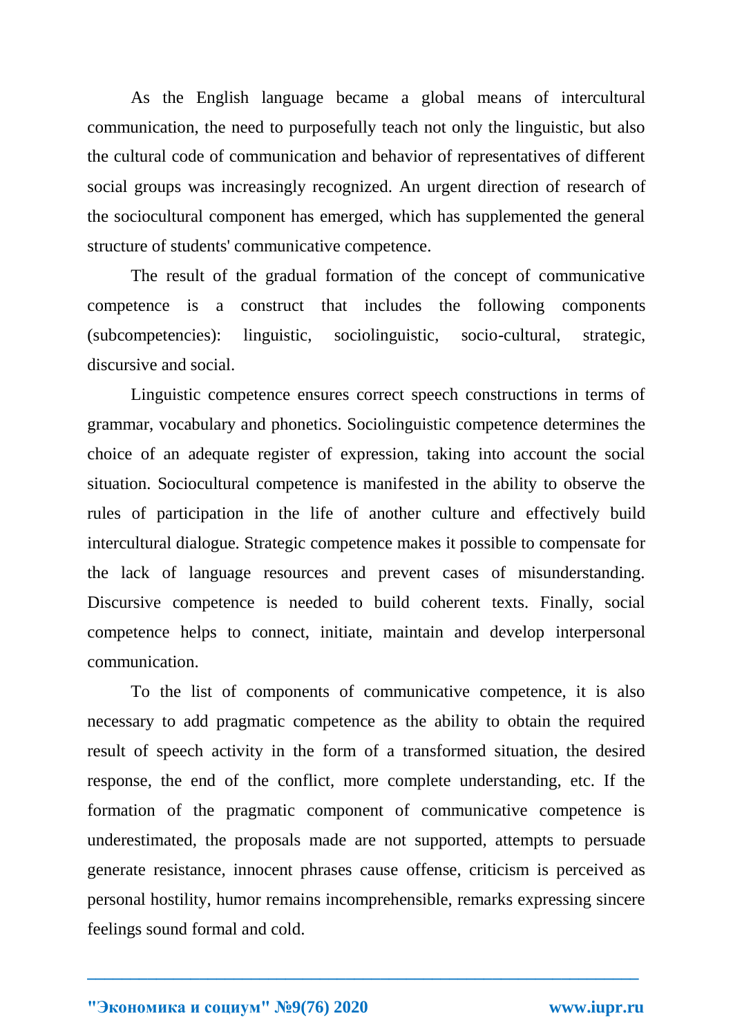As the English language became a global means of intercultural communication, the need to purposefully teach not only the linguistic, but also the cultural code of communication and behavior of representatives of different social groups was increasingly recognized. An urgent direction of research of the sociocultural component has emerged, which has supplemented the general structure of students' communicative competence.

The result of the gradual formation of the concept of communicative competence is a construct that includes the following components (subcompetencies): linguistic, sociolinguistic, socio-cultural, strategic, discursive and social.

Linguistic competence ensures correct speech constructions in terms of grammar, vocabulary and phonetics. Sociolinguistic competence determines the choice of an adequate register of expression, taking into account the social situation. Sociocultural competence is manifested in the ability to observe the rules of participation in the life of another culture and effectively build intercultural dialogue. Strategic competence makes it possible to compensate for the lack of language resources and prevent cases of misunderstanding. Discursive competence is needed to build coherent texts. Finally, social competence helps to connect, initiate, maintain and develop interpersonal communication.

To the list of components of communicative competence, it is also necessary to add pragmatic competence as the ability to obtain the required result of speech activity in the form of a transformed situation, the desired response, the end of the conflict, more complete understanding, etc. If the formation of the pragmatic component of communicative competence is underestimated, the proposals made are not supported, attempts to persuade generate resistance, innocent phrases cause offense, criticism is perceived as personal hostility, humor remains incomprehensible, remarks expressing sincere feelings sound formal and cold.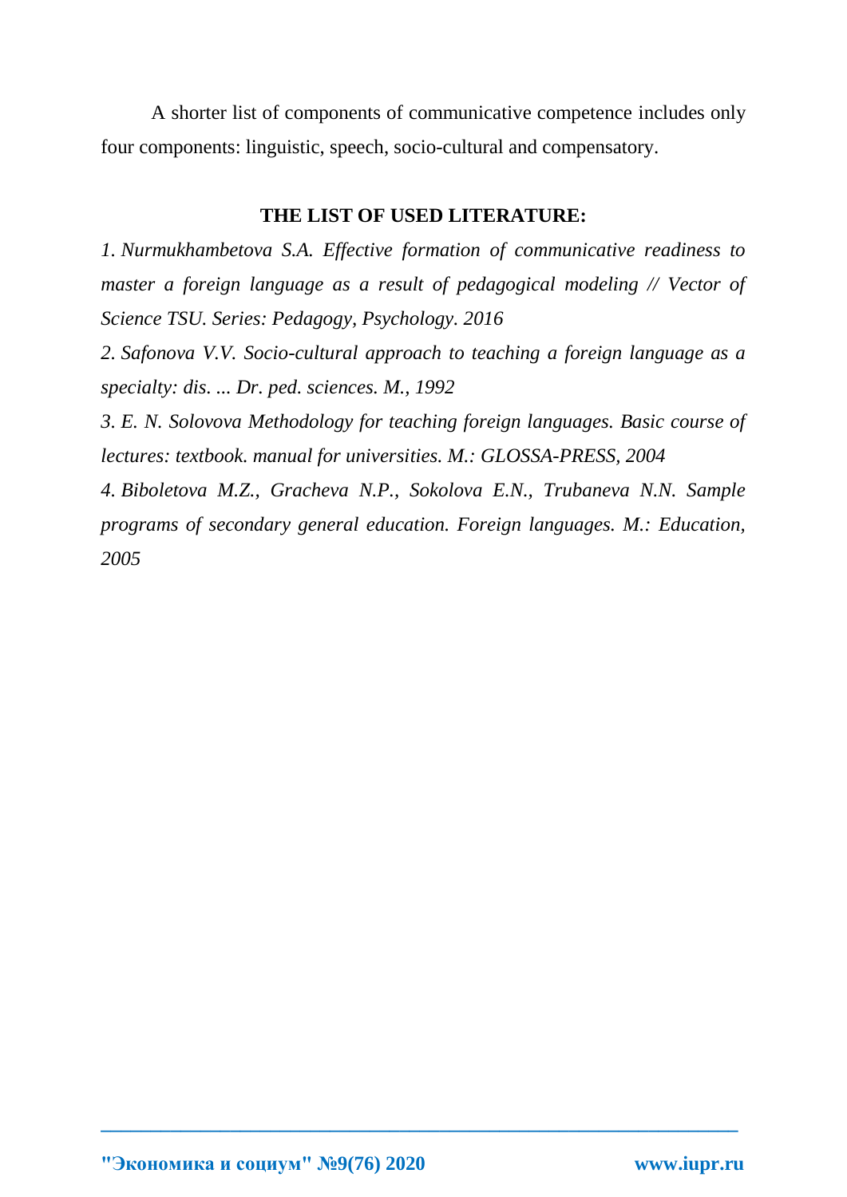A shorter list of components of communicative competence includes only four components: linguistic, speech, socio-cultural and compensatory.

**THE LIST OF USED LITERATURE:**

*1. Nurmukhambetova S.A. Effective formation of communicative readiness to master a foreign language as a result of pedagogical modeling // Vector of Science TSU. Series: Pedagogy, Psychology. 2016*

*2. Safonova V.V. Socio-cultural approach to teaching a foreign language as a specialty: dis. ... Dr. ped. sciences. M., 1992*

*3. E. N. Solovova Methodology for teaching foreign languages. Basic course of lectures: textbook. manual for universities. M.: GLOSSA-PRESS, 2004*

*4. Biboletova M.Z., Gracheva N.P., Sokolova E.N., Trubaneva N.N. Sample programs of secondary general education. Foreign languages. M.: Education, 2005*